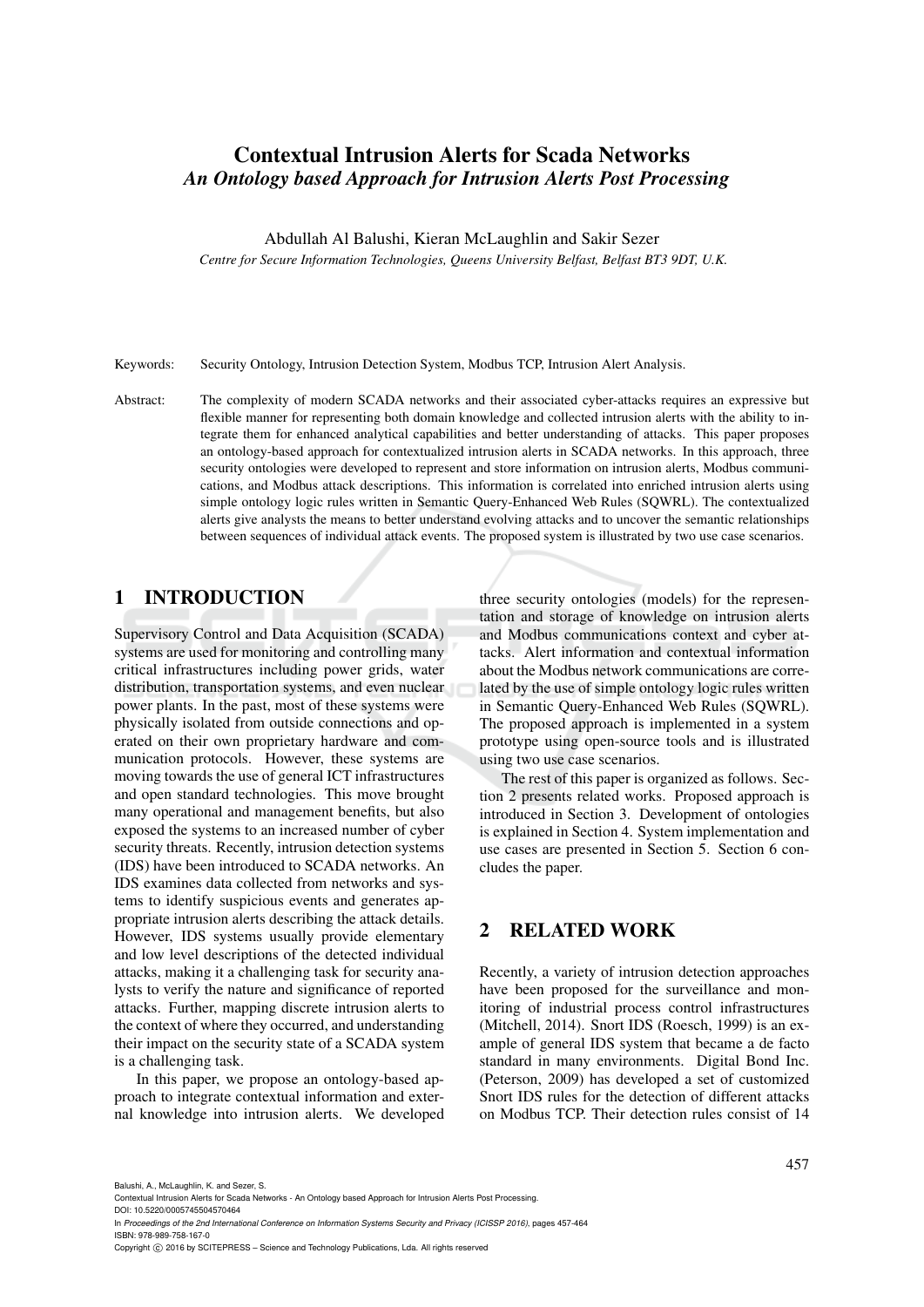# Contextual Intrusion Alerts for Scada Networks

## *An Ontology based Approach for Intrusion Alerts Post Processing*

Abdullah Al Balushi, Kieran McLaughlin and Sakir Sezer

*Centre for Secure Information Technologies, Queens University Belfast, Belfast BT3 9DT, U.K.*

Keywords: Security Ontology, Intrusion Detection System, Modbus TCP, Intrusion Alert Analysis.

Abstract: The complexity of modern SCADA networks and their associated cyber-attacks requires an expressive but flexible manner for representing both domain knowledge and collected intrusion alerts with the ability to integrate them for enhanced analytical capabilities and better understanding of attacks. This paper proposes an ontology-based approach for contextualized intrusion alerts in SCADA networks. In this approach, three security ontologies were developed to represent and store information on intrusion alerts, Modbus communications, and Modbus attack descriptions. This information is correlated into enriched intrusion alerts using simple ontology logic rules written in Semantic Query-Enhanced Web Rules (SQWRL). The contextualized alerts give analysts the means to better understand evolving attacks and to uncover the semantic relationships between sequences of individual attack events. The proposed system is illustrated by two use case scenarios.

## 1 INTRODUCTION

Supervisory Control and Data Acquisition (SCADA) systems are used for monitoring and controlling many critical infrastructures including power grids, water distribution, transportation systems, and even nuclear power plants. In the past, most of these systems were physically isolated from outside connections and operated on their own proprietary hardware and communication protocols. However, these systems are moving towards the use of general ICT infrastructures and open standard technologies. This move brought many operational and management benefits, but also exposed the systems to an increased number of cyber security threats. Recently, intrusion detection systems (IDS) have been introduced to SCADA networks. An IDS examines data collected from networks and systems to identify suspicious events and generates appropriate intrusion alerts describing the attack details. However, IDS systems usually provide elementary and low level descriptions of the detected individual attacks, making it a challenging task for security analysts to verify the nature and significance of reported attacks. Further, mapping discrete intrusion alerts to the context of where they occurred, and understanding their impact on the security state of a SCADA system is a challenging task.

In this paper, we propose an ontology-based approach to integrate contextual information and external knowledge into intrusion alerts. We developed three security ontologies (models) for the representation and storage of knowledge on intrusion alerts and Modbus communications context and cyber attacks. Alert information and contextual information about the Modbus network communications are correlated by the use of simple ontology logic rules written in Semantic Query-Enhanced Web Rules (SQWRL). The proposed approach is implemented in a system prototype using open-source tools and is illustrated using two use case scenarios.

The rest of this paper is organized as follows. Section 2 presents related works. Proposed approach is introduced in Section 3. Development of ontologies is explained in Section 4. System implementation and use cases are presented in Section 5. Section 6 concludes the paper.

## 2 RELATED WORK

Recently, a variety of intrusion detection approaches have been proposed for the surveillance and monitoring of industrial process control infrastructures (Mitchell, 2014). Snort IDS (Roesch, 1999) is an example of general IDS system that became a de facto standard in many environments. Digital Bond Inc. (Peterson, 2009) has developed a set of customized Snort IDS rules for the detection of different attacks on Modbus TCP. Their detection rules consist of 14

Balushi, A., McLaughlin, K. and Sezer, S.
Contextual Intrusion Alerts for Scada Networks - An Ontology based Approach for Intrusion Alerts Post Processing.
DOI: 10.5220/0005745504570464
In *Proceedings of the 2nd International Conference on Information Systems Security and Privacy (ICISSP 2016)*, pages 457-464
ISBN: 978-989-758-167-0
Copyright © 2016 by SCITEPRESS – Science and Technology Publications, Lda. All rights reserved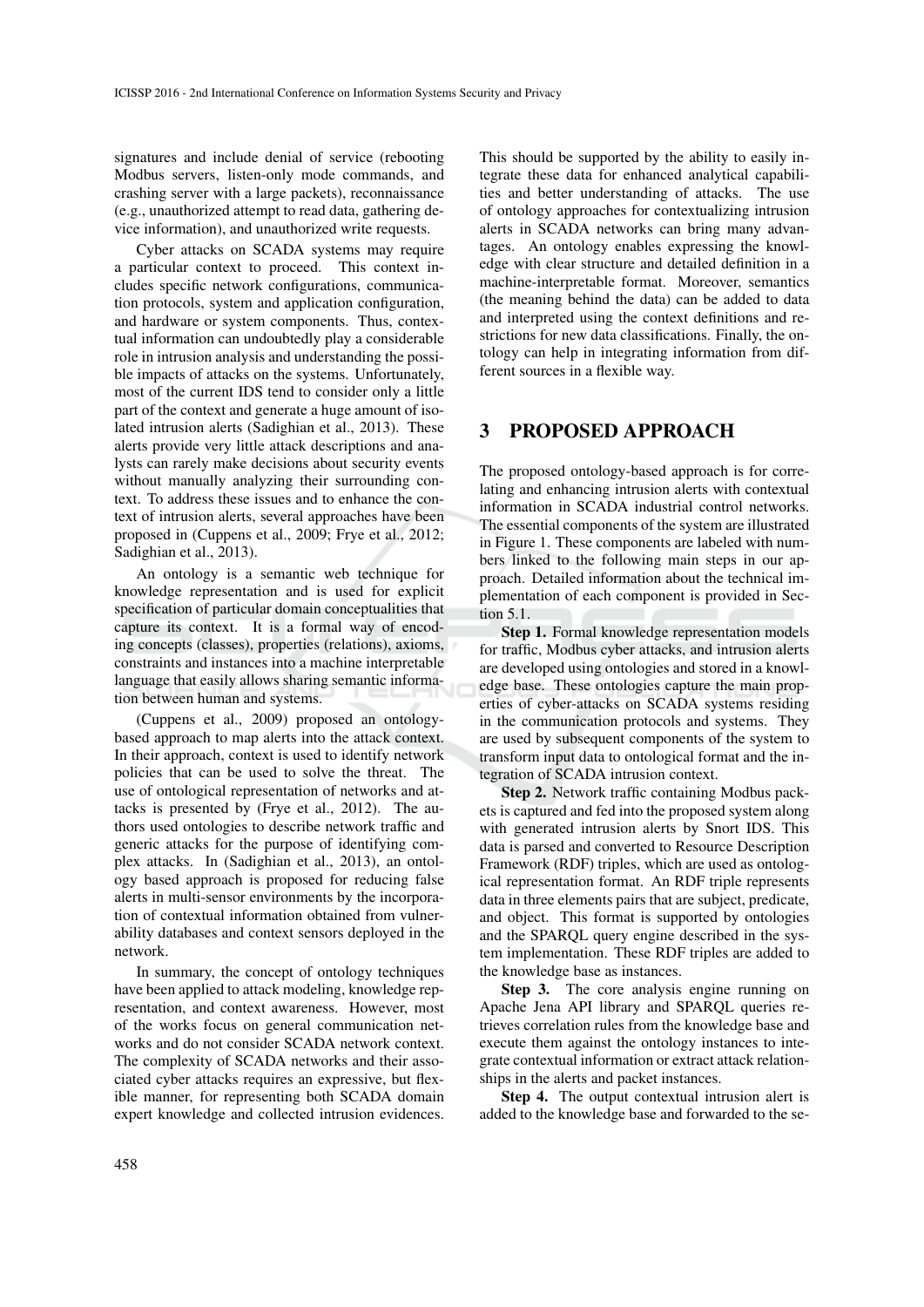signatures and include denial of service (rebooting Modbus servers, listen-only mode commands, and crashing server with a large packets), reconnaissance (e.g., unauthorized attempt to read data, gathering device information), and unauthorized write requests.

Cyber attacks on SCADA systems may require a particular context to proceed. This context includes specific network configurations, communication protocols, system and application configuration, and hardware or system components. Thus, contextual information can undoubtedly play a considerable role in intrusion analysis and understanding the possible impacts of attacks on the systems. Unfortunately, most of the current IDS tend to consider only a little part of the context and generate a huge amount of isolated intrusion alerts (Sadighian et al., 2013). These alerts provide very little attack descriptions and analysts can rarely make decisions about security events without manually analyzing their surrounding context. To address these issues and to enhance the context of intrusion alerts, several approaches have been proposed in (Cuppens et al., 2009; Frye et al., 2012; Sadighian et al., 2013).

An ontology is a semantic web technique for knowledge representation and is used for explicit specification of particular domain conceptualities that capture its context. It is a formal way of encoding concepts (classes), properties (relations), axioms, constraints and instances into a machine interpretable language that easily allows sharing semantic information between human and systems.

(Cuppens et al., 2009) proposed an ontology-based approach to map alerts into the attack context. In their approach, context is used to identify network policies that can be used to solve the threat. The use of ontological representation of networks and attacks is presented by (Frye et al., 2012). The authors used ontologies to describe network traffic and generic attacks for the purpose of identifying complex attacks. In (Sadighian et al., 2013), an ontology based approach is proposed for reducing false alerts in multi-sensor environments by the incorporation of contextual information obtained from vulnerability databases and context sensors deployed in the network.

In summary, the concept of ontology techniques have been applied to attack modeling, knowledge representation, and context awareness. However, most of the works focus on general communication networks and do not consider SCADA network context. The complexity of SCADA networks and their associated cyber attacks requires an expressive, but flexible manner, for representing both SCADA domain expert knowledge and collected intrusion evidences. This should be supported by the ability to easily integrate these data for enhanced analytical capabilities and better understanding of attacks. The use of ontology approaches for contextualizing intrusion alerts in SCADA networks can bring many advantages. An ontology enables expressing the knowledge with clear structure and detailed definition in a machine-interpretable format. Moreover, semantics (the meaning behind the data) can be added to data and interpreted using the context definitions and restrictions for new data classifications. Finally, the ontology can help in integrating information from different sources in a flexible way.

## 3 PROPOSED APPROACH

The proposed ontology-based approach is for correlating and enhancing intrusion alerts with contextual information in SCADA industrial control networks. The essential components of the system are illustrated in Figure 1. These components are labeled with numbers linked to the following main steps in our approach. Detailed information about the technical implementation of each component is provided in Section 5.1.

**Step 1.** Formal knowledge representation models for traffic, Modbus cyber attacks, and intrusion alerts are developed using ontologies and stored in a knowledge base. These ontologies capture the main properties of cyber-attacks on SCADA systems residing in the communication protocols and systems. They are used by subsequent components of the system to transform input data to ontological format and the integration of SCADA intrusion context.

**Step 2.** Network traffic containing Modbus packets is captured and fed into the proposed system along with generated intrusion alerts by Snort IDS. This data is parsed and converted to Resource Description Framework (RDF) triples, which are used as ontological representation format. An RDF triple represents data in three elements pairs that are subject, predicate, and object. This format is supported by ontologies and the SPARQL query engine described in the system implementation. These RDF triples are added to the knowledge base as instances.

**Step 3.** The core analysis engine running on Apache Jena API library and SPARQL queries retrieves correlation rules from the knowledge base and execute them against the ontology instances to integrate contextual information or extract attack relationships in the alerts and packet instances.

**Step 4.** The output contextual intrusion alert is added to the knowledge base and forwarded to the se-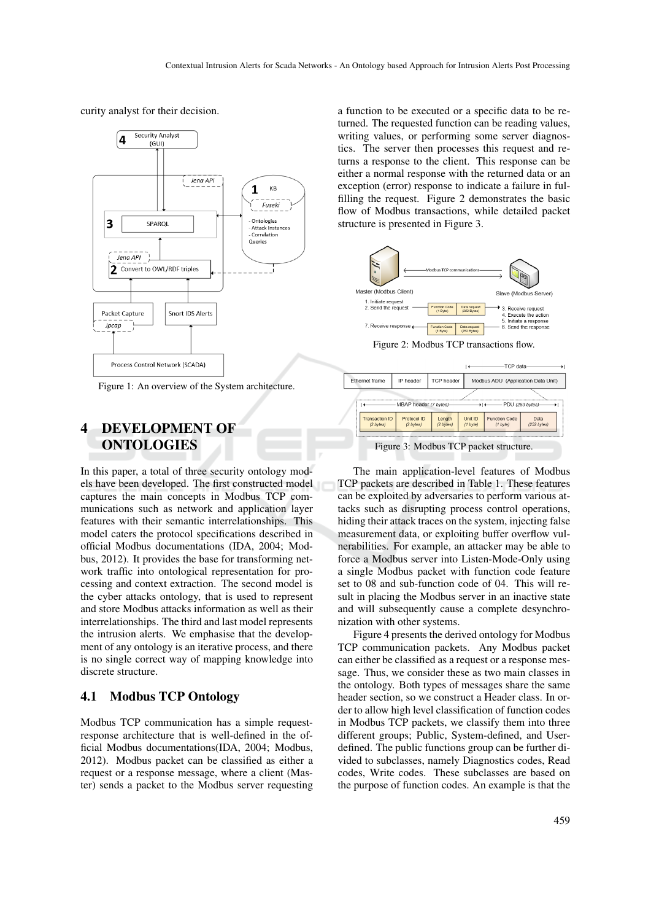curity analyst for their decision.

Figure 1: An overview of the System architecture.

# 4 DEVELOPMENT OF ONTOLOGIES

In this paper, a total of three security ontology models have been developed. The first constructed model captures the main concepts in Modbus TCP communications such as network and application layer features with their semantic interrelationships. This model caters the protocol specifications described in official Modbus documentations (IDA, 2004; Modbus, 2012). It provides the base for transforming network traffic into ontological representation for processing and context extraction. The second model is the cyber attacks ontology, that is used to represent and store Modbus attacks information as well as their interrelationships. The third and last model represents the intrusion alerts. We emphasise that the development of any ontology is an iterative process, and there is no single correct way of mapping knowledge into discrete structure.

## 4.1 Modbus TCP Ontology

Modbus TCP communication has a simple request-response architecture that is well-defined in the official Modbus documentations(IDA, 2004; Modbus, 2012). Modbus packet can be classified as either a request or a response message, where a client (Master) sends a packet to the Modbus server requesting a function to be executed or a specific data to be returned. The requested function can be reading values, writing values, or performing some server diagnostics. The server then processes this request and returns a response to the client. This response can be either a normal response with the returned data or an exception (error) response to indicate a failure in fulfilling the request. Figure 2 demonstrates the basic flow of Modbus transactions, while detailed packet structure is presented in Figure 3.

Figure 2: Modbus TCP transactions flow.

Figure 3: Modbus TCP packet structure.

The main application-level features of Modbus TCP packets are described in Table 1. These features can be exploited by adversaries to perform various attacks such as disrupting process control operations, hiding their attack traces on the system, injecting false measurement data, or exploiting buffer overflow vulnerabilities. For example, an attacker may be able to force a Modbus server into Listen-Mode-Only using a single Modbus packet with function code feature set to 08 and sub-function code of 04. This will result in placing the Modbus server in an inactive state and will subsequently cause a complete desynchronization with other systems.

Figure 4 presents the derived ontology for Modbus TCP communication packets. Any Modbus packet can either be classified as a request or a response message. Thus, we consider these as two main classes in the ontology. Both types of messages share the same header section, so we construct a Header class. In order to allow high level classification of function codes in Modbus TCP packets, we classify them into three different groups; Public, System-defined, and User-defined. The public functions group can be further divided to subclasses, namely Diagnostics codes, Read codes, Write codes. These subclasses are based on the purpose of function codes. An example is that the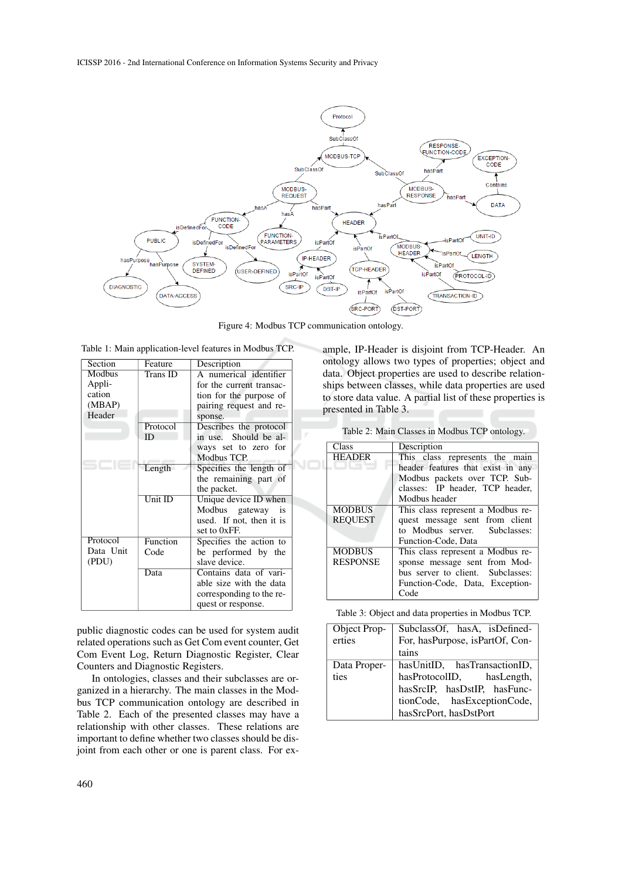Figure 4: Modbus TCP communication ontology.

Table 1: Main application-level features in Modbus TCP.

| Section | Feature | Description |
|---|---|---|
| Modbus Application (MBAP) Header | Trans ID | A numerical identifier for the current transaction for the purpose of pairing request and response. |
| | Protocol ID | Describes the protocol in use. Should be always set to zero for Modbus TCP. |
| | Length | Specifies the length of the remaining part of the packet. |
| | Unit ID | Unique device ID when Modbus gateway is used. If not, then it is set to 0xFF. |
| Protocol Data Unit (PDU) | Function Code | Specifies the action to be performed by the slave device. |
| | Data | Contains data of variable size with the data corresponding to the request or response. |

public diagnostic codes can be used for system audit related operations such as Get Com event counter, Get Com Event Log, Return Diagnostic Register, Clear Counters and Diagnostic Registers.

In ontologies, classes and their subclasses are organized in a hierarchy. The main classes in the Modbus TCP communication ontology are described in Table 2. Each of the presented classes may have a relationship with other classes. These relations are important to define whether two classes should be disjoint from each other or one is parent class. For example, IP-Header is disjoint from TCP-Header. An ontology allows two types of properties; object and data. Object properties are used to describe relationships between classes, while data properties are used to store data value. A partial list of these properties is presented in Table 3.

Table 2: Main Classes in Modbus TCP ontology.

| Class | Description |
|---|---|
| HEADER | This class represents the main header features that exist in any Modbus packets over TCP. Subclasses: IP header, TCP header, Modbus header |
| MODBUS REQUEST | This class represent a Modbus request message sent from client to Modbus server. Subclasses: Function-Code, Data |
| MODBUS RESPONSE | This class represent a Modbus response message sent from Modbus server to client. Subclasses: Function-Code, Data, Exception-Code |

Table 3: Object and data properties in Modbus TCP.

| Object Properties | SubclassOf, hasA, isDefinedFor, hasPurpose, isPartOf, Contains |
|---|---|
| Data Properties | hasUnitID, hasTransactionID, hasProtocolID, hasLength, hasSrcIP, hasDstIP, hasFunctionCode, hasExceptionCode, hasSrcPort, hasDstPort |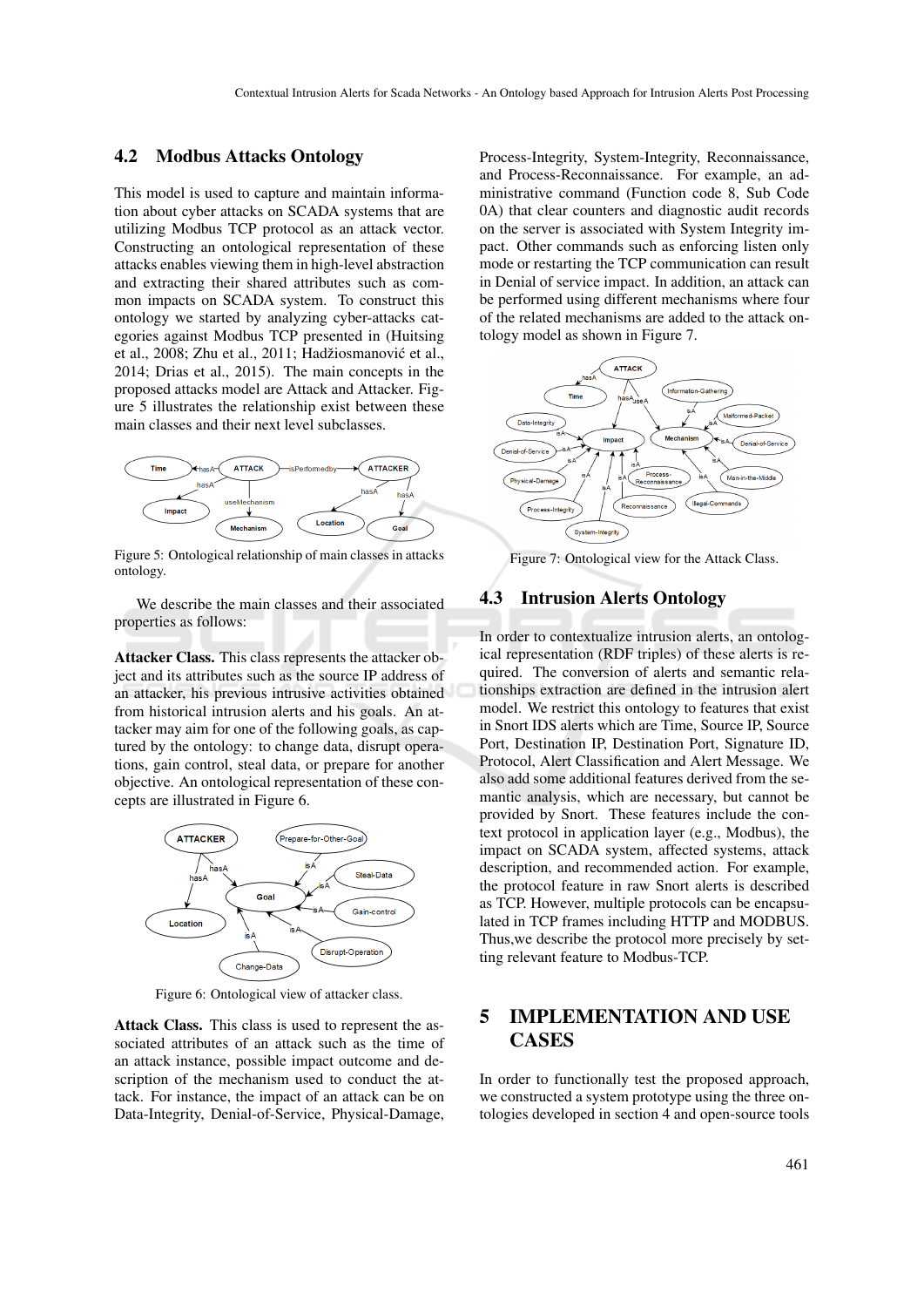### 4.2 Modbus Attacks Ontology

This model is used to capture and maintain information about cyber attacks on SCADA systems that are utilizing Modbus TCP protocol as an attack vector. Constructing an ontological representation of these attacks enables viewing them in high-level abstraction and extracting their shared attributes such as common impacts on SCADA system. To construct this ontology we started by analyzing cyber-attacks categories against Modbus TCP presented in (Huitsing et al., 2008; Zhu et al., 2011; Hadžiosmanović et al., 2014; Drias et al., 2015). The main concepts in the proposed attacks model are Attack and Attacker. Figure 5 illustrates the relationship exist between these main classes and their next level subclasses.

Figure 5: Ontological relationship of main classes in attacks ontology.

We describe the main classes and their associated properties as follows:

**Attacker Class.** This class represents the attacker object and its attributes such as the source IP address of an attacker, his previous intrusive activities obtained from historical intrusion alerts and his goals. An attacker may aim for one of the following goals, as captured by the ontology: to change data, disrupt operations, gain control, steal data, or prepare for another objective. An ontological representation of these concepts are illustrated in Figure 6.

Figure 6: Ontological view of attacker class.

**Attack Class.** This class is used to represent the associated attributes of an attack such as the time of an attack instance, possible impact outcome and description of the mechanism used to conduct the attack. For instance, the impact of an attack can be on Data-Integrity, Denial-of-Service, Physical-Damage, Process-Integrity, System-Integrity, Reconnaissance, and Process-Reconnaissance. For example, an administrative command (Function code 8, Sub Code 0A) that clear counters and diagnostic audit records on the server is associated with System Integrity impact. Other commands such as enforcing listen only mode or restarting the TCP communication can result in Denial of service impact. In addition, an attack can be performed using different mechanisms where four of the related mechanisms are added to the attack ontology model as shown in Figure 7.

Figure 7: Ontological view for the Attack Class.

### 4.3 Intrusion Alerts Ontology

In order to contextualize intrusion alerts, an ontological representation (RDF triples) of these alerts is required. The conversion of alerts and semantic relationships extraction are defined in the intrusion alert model. We restrict this ontology to features that exist in Snort IDS alerts which are Time, Source IP, Source Port, Destination IP, Destination Port, Signature ID, Protocol, Alert Classification and Alert Message. We also add some additional features derived from the semantic analysis, which are necessary, but cannot be provided by Snort. These features include the context protocol in application layer (e.g., Modbus), the impact on SCADA system, affected systems, attack description, and recommended action. For example, the protocol feature in raw Snort alerts is described as TCP. However, multiple protocols can be encapsulated in TCP frames including HTTP and MODBUS. Thus,we describe the protocol more precisely by setting relevant feature to Modbus-TCP.

## 5 IMPLEMENTATION AND USE CASES

In order to functionally test the proposed approach, we constructed a system prototype using the three ontologies developed in section 4 and open-source tools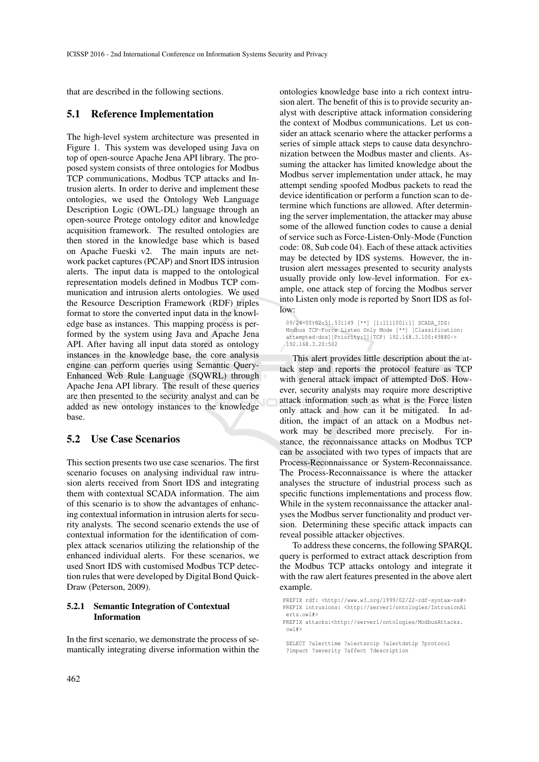that are described in the following sections.

## 5.1 Reference Implementation

The high-level system architecture was presented in Figure 1. This system was developed using Java on top of open-source Apache Jena API library. The proposed system consists of three ontologies for Modbus TCP communications, Modbus TCP attacks and Intrusion alerts. In order to derive and implement these ontologies, we used the Ontology Web Language Description Logic (OWL-DL) language through an open-source Protege ontology editor and knowledge acquisition framework. The resulted ontologies are then stored in the knowledge base which is based on Apache Fueski v2. The main inputs are network packet captures (PCAP) and Snort IDS intrusion alerts. The input data is mapped to the ontological representation models defined in Modbus TCP communication and intrusion alerts ontologies. We used the Resource Description Framework (RDF) triples format to store the converted input data in the knowledge base as instances. This mapping process is performed by the system using Java and Apache Jena API. After having all input data stored as ontology instances in the knowledge base, the core analysis engine can perform queries using Semantic Query-Enhanced Web Rule Language (SQWRL) through Apache Jena API library. The result of these queries are then presented to the security analyst and can be added as new ontology instances to the knowledge base.

## 5.2 Use Case Scenarios

This section presents two use case scenarios. The first scenario focuses on analysing individual raw intrusion alerts received from Snort IDS and integrating them with contextual SCADA information. The aim of this scenario is to show the advantages of enhancing contextual information in intrusion alerts for security analysts. The second scenario extends the use of contextual information for the identification of complex attack scenarios utilizing the relationship of the enhanced individual alerts. For these scenarios, we used Snort IDS with customised Modbus TCP detection rules that were developed by Digital Bond Quick-Draw (Peterson, 2009).

### 5.2.1 Semantic Integration of Contextual Information

In the first scenario, we demonstrate the process of semantically integrating diverse information within the ontologies knowledge base into a rich context intrusion alert. The benefit of this is to provide security analyst with descriptive attack information considering the context of Modbus communications. Let us consider an attack scenario where the attacker performs a series of simple attack steps to cause data desynchronization between the Modbus master and clients. Assuming the attacker has limited knowledge about the Modbus server implementation under attack, he may attempt sending spoofed Modbus packets to read the device identification or perform a function scan to determine which functions are allowed. After determining the server implementation, the attacker may abuse some of the allowed function codes to cause a denial of service such as Force-Listen-Only-Mode (Function code: 08, Sub code 04). Each of these attack activities may be detected by IDS systems. However, the intrusion alert messages presented to security analysts usually provide only low-level information. For example, one attack step of forcing the Modbus server into Listen only mode is reported by Snort IDS as follow:

```
09/24-11:02:51.531149 [**] [1:1111001:1] SCADA_IDS:
Modbus TCP-Force Listen Only Mode [**] [Classification:
attempted-dos][Priority:1]{TCP} 192.168.3.100:49880->
192.168.3.20:502
```

This alert provides little description about the attack step and reports the protocol feature as TCP with general attack impact of attempted DoS. However, security analysts may require more descriptive attack information such as what is the Force listen only attack and how can it be mitigated. In addition, the impact of an attack on a Modbus network may be described more precisely. For instance, the reconnaissance attacks on Modbus TCP can be associated with two types of impacts that are Process-Reconnaissance or System-Reconnaissance. The Process-Reconnaissance is where the attacker analyses the structure of industrial process such as specific functions implementations and process flow. While in the system reconnaissance the attacker analyses the Modbus server functionality and product version. Determining these specific attack impacts can reveal possible attacker objectives.

To address these concerns, the following SPARQL query is performed to extract attack description from the Modbus TCP attacks ontology and integrate it with the raw alert features presented in the above alert example.

```
PREFIX rdf: <http://www.w3.org/1999/02/22-rdf-syntax-ns#>
PREFIX intrusions: <http://server1/ontologies/IntrusionAl
 erts.owl#>
PREFIX attacks:<http://server1/ontologies/ModbusAttacks.
 owl#>

 SELECT ?alerttime ?alertsrcip ?alertdstip ?protocol
 ?impact ?severity ?affect ?description
```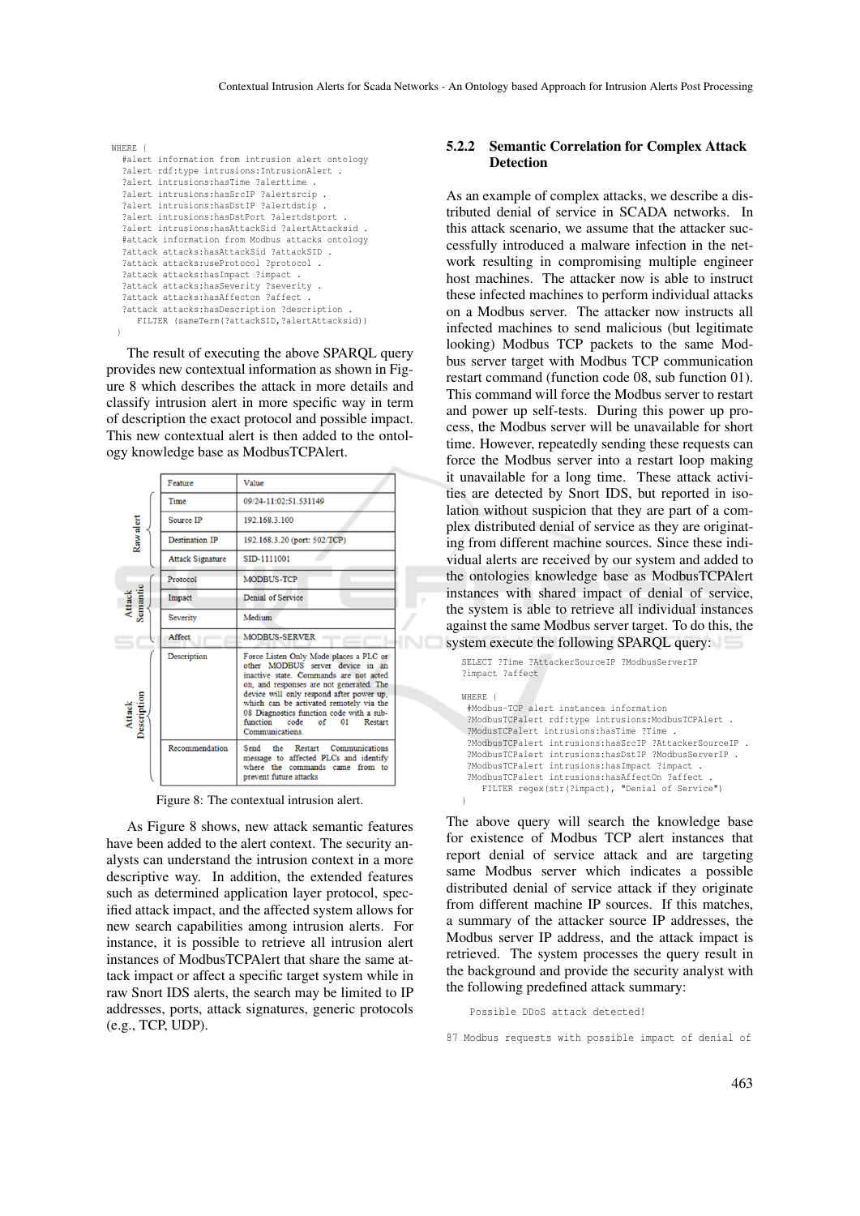```
WHERE {
  #alert information from intrusion alert ontology
  ?alert rdf:type intrusions:IntrusionAlert .
  ?alert intrusions:hasTime ?alerttime .
  ?alert intrusions:hasSrcIP ?alertsrcip .
  ?alert intrusions:hasDstIP ?alertdstip .
  ?alert intrusions:hasDstPort ?alertdstport .
  ?alert intrusions:hasAttackSid ?alertAttacksid .
  #attack information from Modbus attacks ontology
  ?attack attacks:hasAttackSid ?attackSID .
  ?attack attacks:useProtocol ?protocol .
  ?attack attacks:hasImpact ?impact .
  ?attack attacks:hasSeverity ?severity .
  ?attack attacks:hasAffecton ?affect .
  ?attack attacks:hasDescription ?description .
     FILTER (sameTerm(?attackSID,?alertAttacksid))
}
```

The result of executing the above SPARQL query provides new contextual information as shown in Figure 8 which describes the attack in more details and classify intrusion alert in more specific way in term of description the exact protocol and possible impact. This new contextual alert is then added to the ontology knowledge base as ModbusTCPAlert.

| | Feature | Value |
|---|---|---|
| Raw alert | Time | 09/24-11:02:51.531149 |
| | Source IP | 192.168.3.100 |
| | Destination IP | 192.168.3.20 (port: 502/TCP) |
| | Attack Signature | SID-1111001 |
| Attack Semantic | Protocol | MODBUS-TCP |
| | Impact | Denial of Service |
| | Severity | Medium |
| | Affect | MODBUS-SERVER |
| Attack Description | Description | Force Listen Only Mode places a PLC or other MODBUS server device in an inactive state. Commands are not acted on, and responses are not generated. The device will only respond after power up, which can be activated remotely via the 08 Diagnostics function code with a sub-function code of 01 Restart Communications. |
| | Recommendation | Send the Restart Communications message to affected PLCs and identify where the commands came from to prevent future attacks |

Figure 8: The contextual intrusion alert.

As Figure 8 shows, new attack semantic features have been added to the alert context. The security analysts can understand the intrusion context in a more descriptive way. In addition, the extended features such as determined application layer protocol, specified attack impact, and the affected system allows for new search capabilities among intrusion alerts. For instance, it is possible to retrieve all intrusion alert instances of ModbusTCPAlert that share the same attack impact or affect a specific target system while in raw Snort IDS alerts, the search may be limited to IP addresses, ports, attack signatures, generic protocols (e.g., TCP, UDP).

### 5.2.2 Semantic Correlation for Complex Attack Detection

As an example of complex attacks, we describe a distributed denial of service in SCADA networks. In this attack scenario, we assume that the attacker successfully introduced a malware infection in the network resulting in compromising multiple engineer host machines. The attacker now is able to instruct these infected machines to perform individual attacks on a Modbus server. The attacker now instructs all infected machines to send malicious (but legitimate looking) Modbus TCP packets to the same Modbus server target with Modbus TCP communication restart command (function code 08, sub function 01). This command will force the Modbus server to restart and power up self-tests. During this power up process, the Modbus server will be unavailable for short time. However, repeatedly sending these requests can force the Modbus server into a restart loop making it unavailable for a long time. These attack activities are detected by Snort IDS, but reported in isolation without suspicion that they are part of a complex distributed denial of service as they are originating from different machine sources. Since these individual alerts are received by our system and added to the ontologies knowledge base as ModbusTCPAlert instances with shared impact of denial of service, the system is able to retrieve all individual instances against the same Modbus server target. To do this, the system execute the following SPARQL query:

```
SELECT ?Time ?AttackerSourceIP ?ModbusServerIP
?impact ?affect

WHERE {
 #Modbus-TCP alert instances information
 ?ModbusTCPalert rdf:type intrusions:ModbusTCPAlert .
 ?ModusTCPalert intrusions:hasTime ?Time .
 ?ModbusTCPalert intrusions:hasSrcIP ?AttackerSourceIP .
 ?ModbusTCPalert intrusions:hasDstIP ?ModbusServerIP .
 ?ModbusTCPalert intrusions:hasImpact ?impact .
 ?ModbusTCPalert intrusions:hasAffectOn ?affect .
    FILTER regex(str(?impact), "Denial of Service")
}
```

The above query will search the knowledge base for existence of Modbus TCP alert instances that report denial of service attack and are targeting same Modbus server which indicates a possible distributed denial of service attack if they originate from different machine IP sources. If this matches, a summary of the attacker source IP addresses, the Modbus server IP address, and the attack impact is retrieved. The system processes the query result in the background and provide the security analyst with the following predefined attack summary:

```
   Possible DDoS attack detected!

87 Modbus requests with possible impact of denial of
```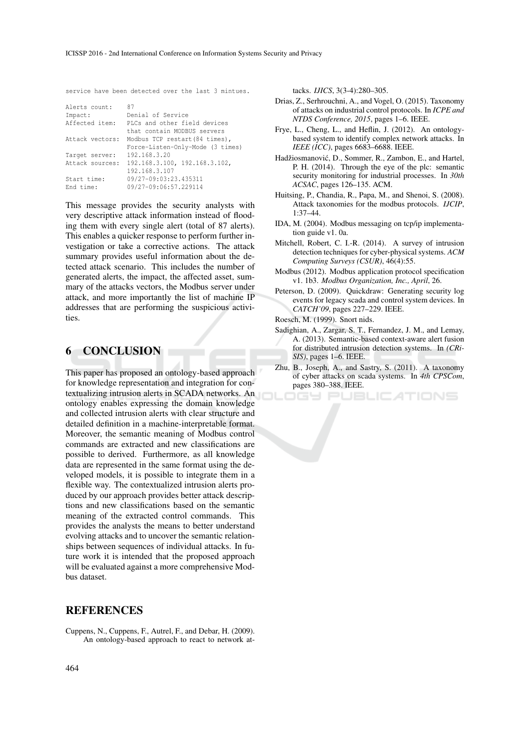service have been detected over the last 3 mintues.

```
Alerts count:    87
Impact:          Denial of Service
Affected item:   PLCs and other field devices
                 that contain MODBUS servers
Attack vectors:  Modbus TCP restart(84 times),
                 Force-Listen-Only-Mode (3 times)
Target server:   192.168.3.20
Attack sources:  192.168.3.100, 192.168.3.102,
                 192.168.3.107
Start time:      09/27-09:03:23.435311
End time:        09/27-09:06:57.229114
```

This message provides the security analysts with very descriptive attack information instead of flooding them with every single alert (total of 87 alerts). This enables a quicker response to perform further investigation or take a corrective actions. The attack summary provides useful information about the detected attack scenario. This includes the number of generated alerts, the impact, the affected asset, summary of the attacks vectors, the Modbus server under attack, and more importantly the list of machine IP addresses that are performing the suspicious activities.

## 6 CONCLUSION

This paper has proposed an ontology-based approach for knowledge representation and integration for contextualizing intrusion alerts in SCADA networks. An ontology enables expressing the domain knowledge and collected intrusion alerts with clear structure and detailed definition in a machine-interpretable format. Moreover, the semantic meaning of Modbus control commands are extracted and new classifications are possible to derived. Furthermore, as all knowledge data are represented in the same format using the developed models, it is possible to integrate them in a flexible way. The contextualized intrusion alerts produced by our approach provides better attack descriptions and new classifications based on the semantic meaning of the extracted control commands. This provides the analysts the means to better understand evolving attacks and to uncover the semantic relationships between sequences of individual attacks. In future work it is intended that the proposed approach will be evaluated against a more comprehensive Modbus dataset.

## REFERENCES

Cuppens, N., Cuppens, F., Autrel, F., and Debar, H. (2009). An ontology-based approach to react to network attacks. *IJICS*, 3(3-4):280–305.

Drias, Z., Serhrouchni, A., and Vogel, O. (2015). Taxonomy of attacks on industrial control protocols. In *ICPE and NTDS Conference, 2015*, pages 1–6. IEEE.

Frye, L., Cheng, L., and Heflin, J. (2012). An ontology-based system to identify complex network attacks. In *IEEE (ICC)*, pages 6683–6688. IEEE.

Hadžiosmanović, D., Sommer, R., Zambon, E., and Hartel, P. H. (2014). Through the eye of the plc: semantic security monitoring for industrial processes. In *30th ACSAC*, pages 126–135. ACM.

Huitsing, P., Chandia, R., Papa, M., and Shenoi, S. (2008). Attack taxonomies for the modbus protocols. *IJCIP*, 1:37–44.

IDA, M. (2004). Modbus messaging on tcp/ip implementation guide v1. 0a.

Mitchell, Robert, C. I.-R. (2014). A survey of intrusion detection techniques for cyber-physical systems. *ACM Computing Surveys (CSUR)*, 46(4):55.

Modbus (2012). Modbus application protocol specification v1. 1b3. *Modbus Organization, Inc., April*, 26.

Peterson, D. (2009). Quickdraw: Generating security log events for legacy scada and control system devices. In *CATCH'09*, pages 227–229. IEEE.

Roesch, M. (1999). Snort nids.

Sadighian, A., Zargar, S. T., Fernandez, J. M., and Lemay, A. (2013). Semantic-based context-aware alert fusion for distributed intrusion detection systems. In *(CRiSIS)*, pages 1–6. IEEE.

Zhu, B., Joseph, A., and Sastry, S. (2011). A taxonomy of cyber attacks on scada systems. In *4th CPSCom*, pages 380–388. IEEE.